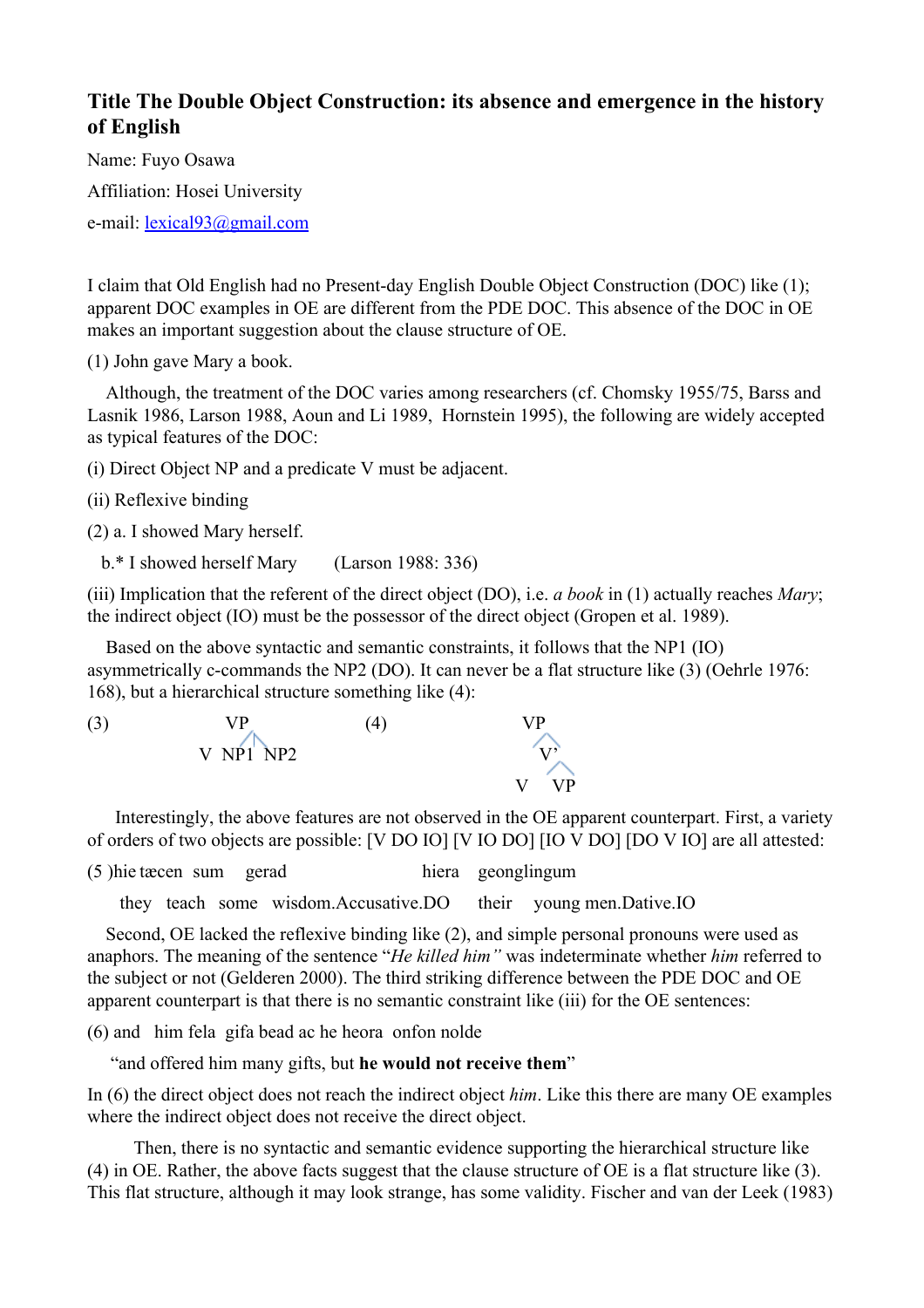# Title The Double Object Construction: its absence and emergence in the history of English

Name: Fuyo Osawa

Affiliation: Hosei University

e-mail: lexical93@gmail.com

I claim that Old English had no Present-day English Double Object Construction (DOC) like (1); apparent DOC examples in OE are different from the PDE DOC. This absence of the DOC in OE makes an important suggestion about the clause structure of OE.

(1) John gave Mary a book.

Although, the treatment of the DOC varies among researchers (cf. Chomsky 1955/75, Barss and Lasnik 1986, Larson 1988, Aoun and Li 1989, Hornstein 1995), the following are widely accepted as typical features of the DOC:

(i) Direct Object NP and a predicate V must be adjacent.

(ii) Reflexive binding

(2) a. I showed Mary herself.

b.* I showed herself Mary (Larson 1988: 336)

(iii) Implication that the referent of the direct object (DO), i.e. *a book* in (1) actually reaches *Mary*; the indirect object (IO) must be the possessor of the direct object (Gropen et al. 1989).

Based on the above syntactic and semantic constraints, it follows that the NP1 (IO) asymmetrically c-commands the NP2 (DO). It can never be a flat structure like (3) (Oehrle 1976: 168), but a hierarchical structure something like (4):

(3) [VP V NP1 NP2]

(4) [VP [V' V VP]]

Interestingly, the above features are not observed in the OE apparent counterpart. First, a variety of orders of two objects are possible: [V DO IO] [V IO DO] [IO V DO] [DO V IO] are all attested:

(5 )hie tæcen sum gerad hiera geonglingum

they teach some wisdom.Accusative.DO their young men.Dative.IO

Second, OE lacked the reflexive binding like (2), and simple personal pronouns were used as anaphors. The meaning of the sentence "*He killed him"* was indeterminate whether *him* referred to the subject or not (Gelderen 2000). The third striking difference between the PDE DOC and OE apparent counterpart is that there is no semantic constraint like (iii) for the OE sentences:

(6) and him fela gifa bead ac he heora onfon nolde

"and offered him many gifts, but **he would not receive them**"

In (6) the direct object does not reach the indirect object *him*. Like this there are many OE examples where the indirect object does not receive the direct object.

Then, there is no syntactic and semantic evidence supporting the hierarchical structure like (4) in OE. Rather, the above facts suggest that the clause structure of OE is a flat structure like (3). This flat structure, although it may look strange, has some validity. Fischer and van der Leek (1983)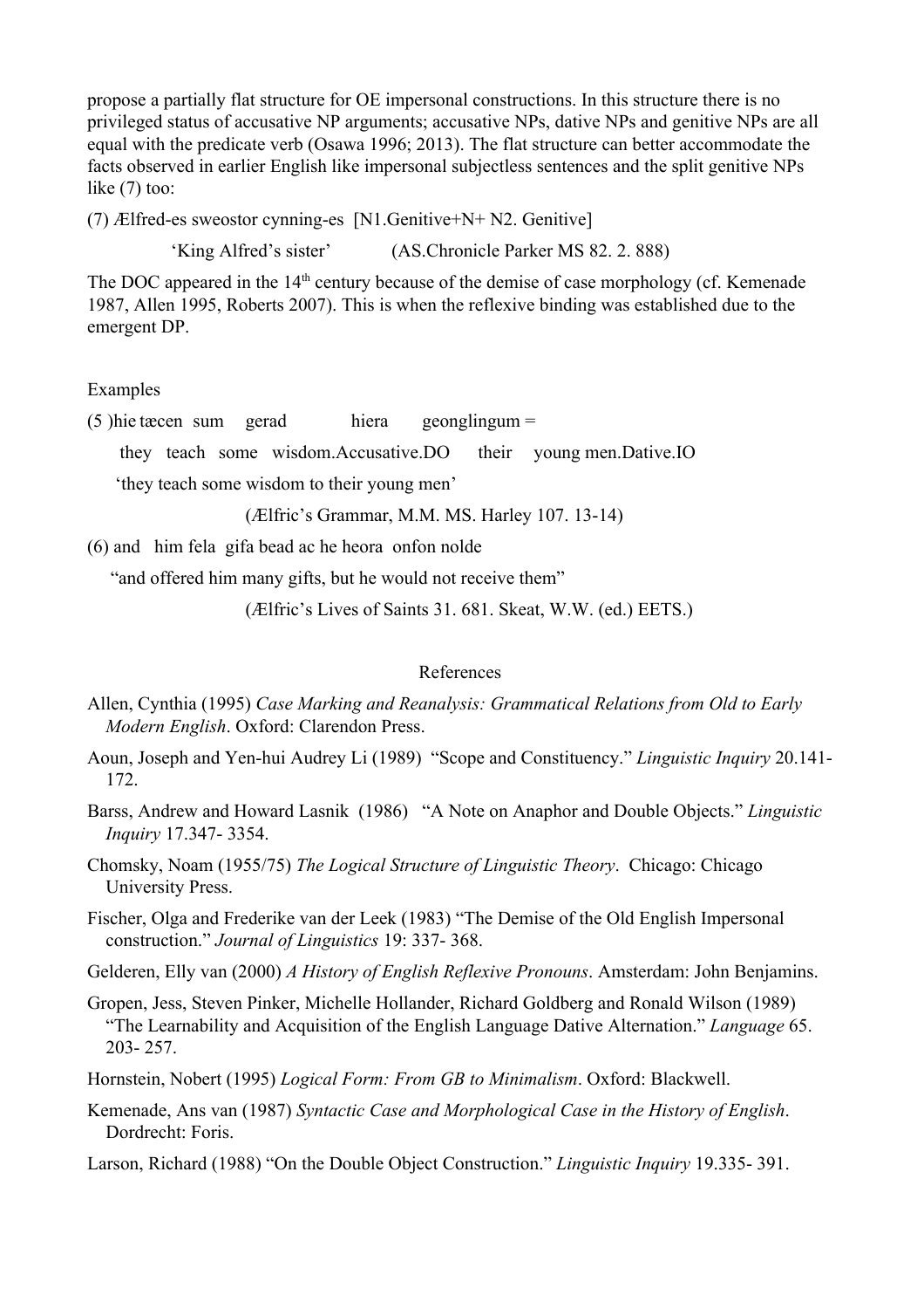propose a partially flat structure for OE impersonal constructions. In this structure there is no privileged status of accusative NP arguments; accusative NPs, dative NPs and genitive NPs are all equal with the predicate verb (Osawa 1996; 2013). The flat structure can better accommodate the facts observed in earlier English like impersonal subjectless sentences and the split genitive NPs like (7) too:

(7) Ælfred-es sweostor cynning-es [N1.Genitive+N+ N2. Genitive]

'King Alfred's sister' (AS.Chronicle Parker MS 82. 2. 888)

The DOC appeared in the 14th century because of the demise of case morphology (cf. Kemenade 1987, Allen 1995, Roberts 2007). This is when the reflexive binding was established due to the emergent DP.

Examples

(5 )hie tæcen sum gerad hiera geonglingum =

they teach some wisdom.Accusative.DO their young men.Dative.IO

'they teach some wisdom to their young men'

(Ælfric's Grammar, M.M. MS. Harley 107. 13-14)

(6) and him fela gifa bead ac he heora onfon nolde

"and offered him many gifts, but he would not receive them"

(Ælfric's Lives of Saints 31. 681. Skeat, W.W. (ed.) EETS.)

## References

Allen, Cynthia (1995) *Case Marking and Reanalysis: Grammatical Relations from Old to Early Modern English*. Oxford: Clarendon Press.

Aoun, Joseph and Yen-hui Audrey Li (1989) "Scope and Constituency." *Linguistic Inquiry* 20.141-172.

Barss, Andrew and Howard Lasnik (1986) "A Note on Anaphor and Double Objects." *Linguistic Inquiry* 17.347- 3354.

Chomsky, Noam (1955/75) *The Logical Structure of Linguistic Theory*. Chicago: Chicago University Press.

Fischer, Olga and Frederike van der Leek (1983) "The Demise of the Old English Impersonal construction." *Journal of Linguistics* 19: 337- 368.

Gelderen, Elly van (2000) *A History of English Reflexive Pronouns*. Amsterdam: John Benjamins.

Gropen, Jess, Steven Pinker, Michelle Hollander, Richard Goldberg and Ronald Wilson (1989) "The Learnability and Acquisition of the English Language Dative Alternation." *Language* 65. 203- 257.

Hornstein, Nobert (1995) *Logical Form: From GB to Minimalism*. Oxford: Blackwell.

Kemenade, Ans van (1987) *Syntactic Case and Morphological Case in the History of English*. Dordrecht: Foris.

Larson, Richard (1988) "On the Double Object Construction." *Linguistic Inquiry* 19.335- 391.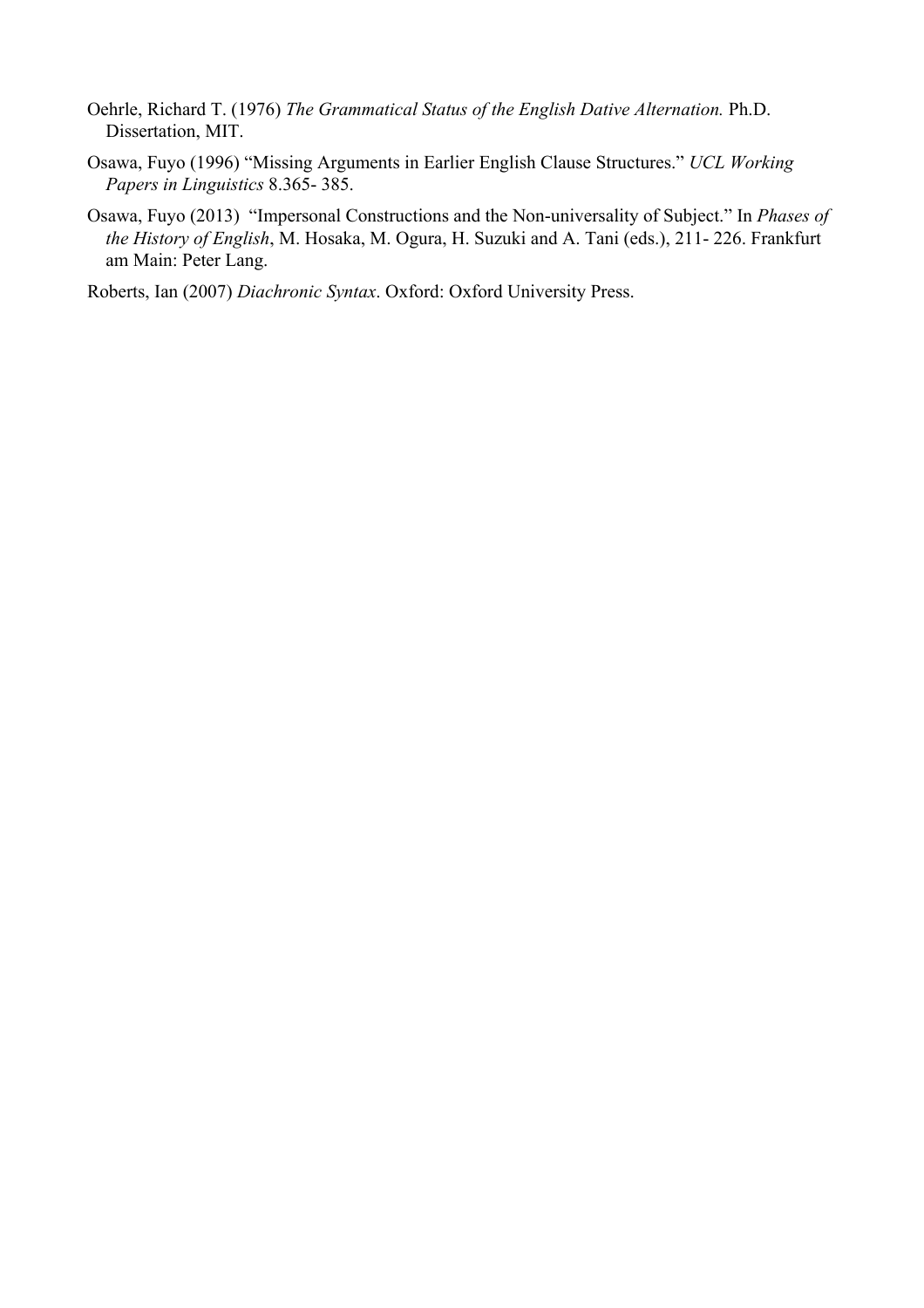Oehrle, Richard T. (1976) *The Grammatical Status of the English Dative Alternation.* Ph.D. Dissertation, MIT.

Osawa, Fuyo (1996) "Missing Arguments in Earlier English Clause Structures." *UCL Working Papers in Linguistics* 8.365- 385.

Osawa, Fuyo (2013) "Impersonal Constructions and the Non-universality of Subject." In *Phases of the History of English*, M. Hosaka, M. Ogura, H. Suzuki and A. Tani (eds.), 211- 226. Frankfurt am Main: Peter Lang.

Roberts, Ian (2007) *Diachronic Syntax*. Oxford: Oxford University Press.